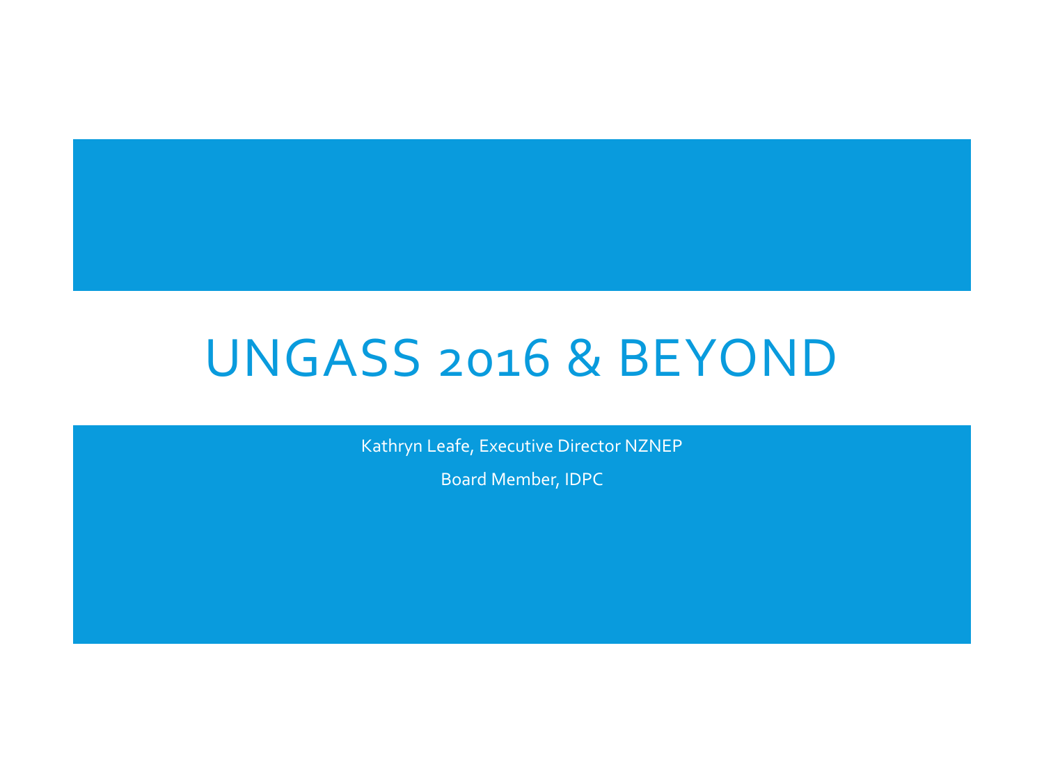# UNGASS 2016 & BEYOND

Kathryn Leafe, Executive Director NZNEP

Board Member, IDPC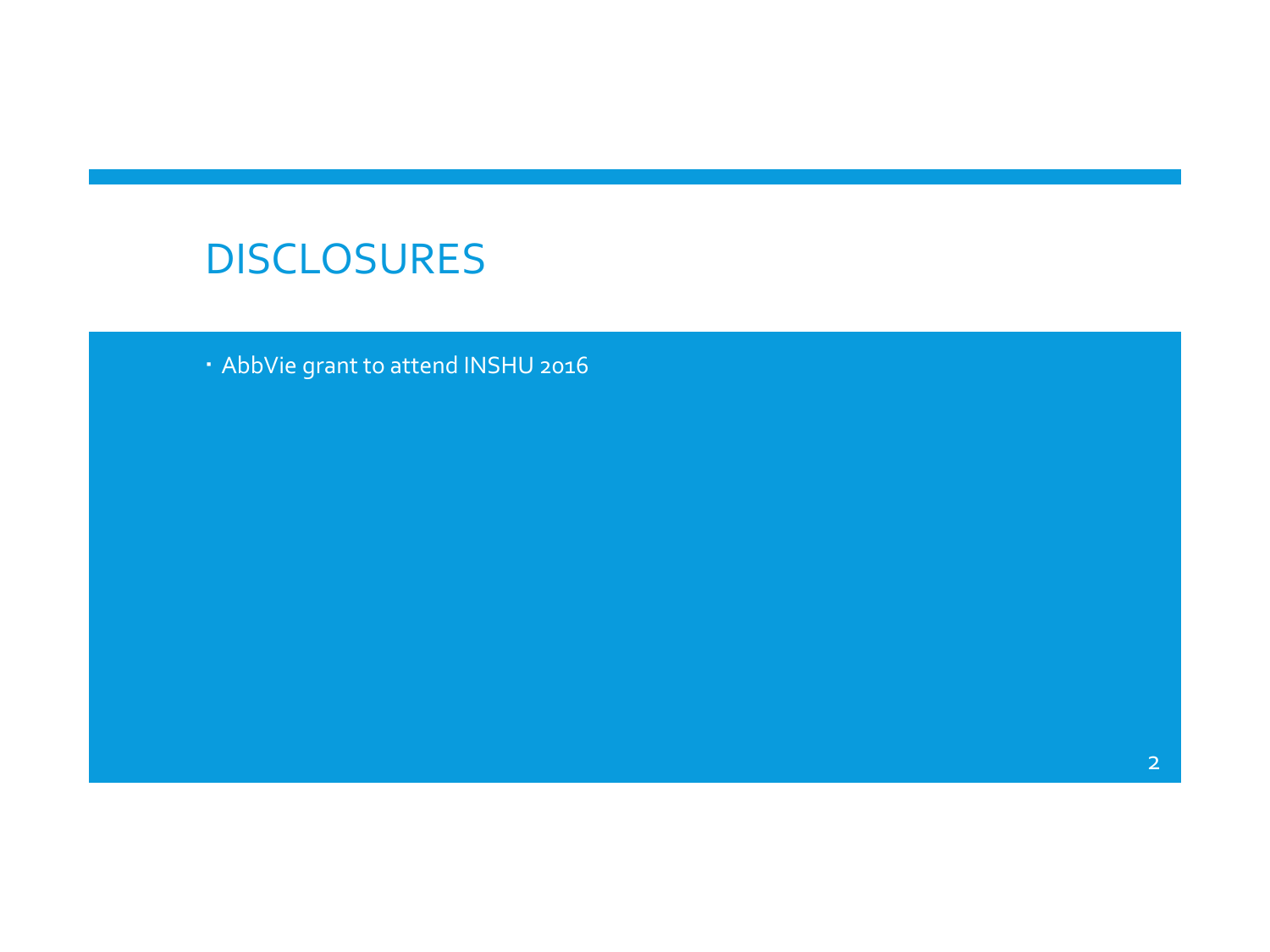# DISCLOSURES

- AbbVie grant to attend INSHU 2016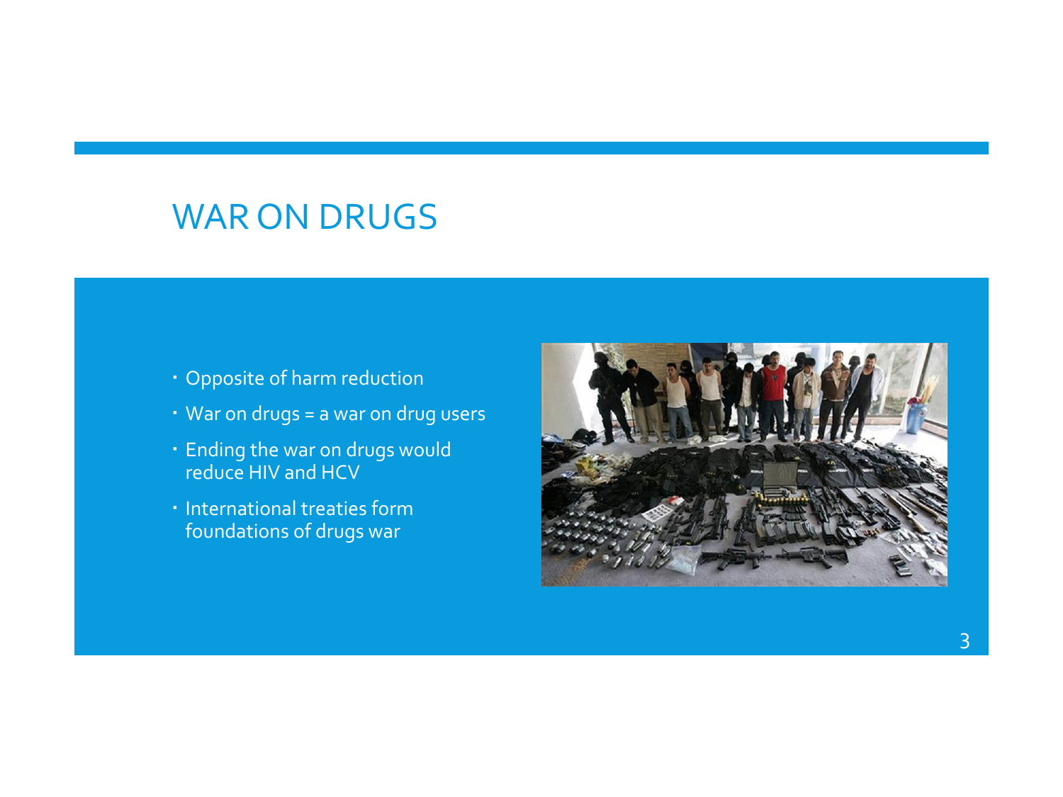# WAR ON DRUGS

- Opposite of harm reduction
- War on drugs = a war on drug users
- Ending the war on drugs would reduce HIV and HCV
- International treaties form foundations of drugs war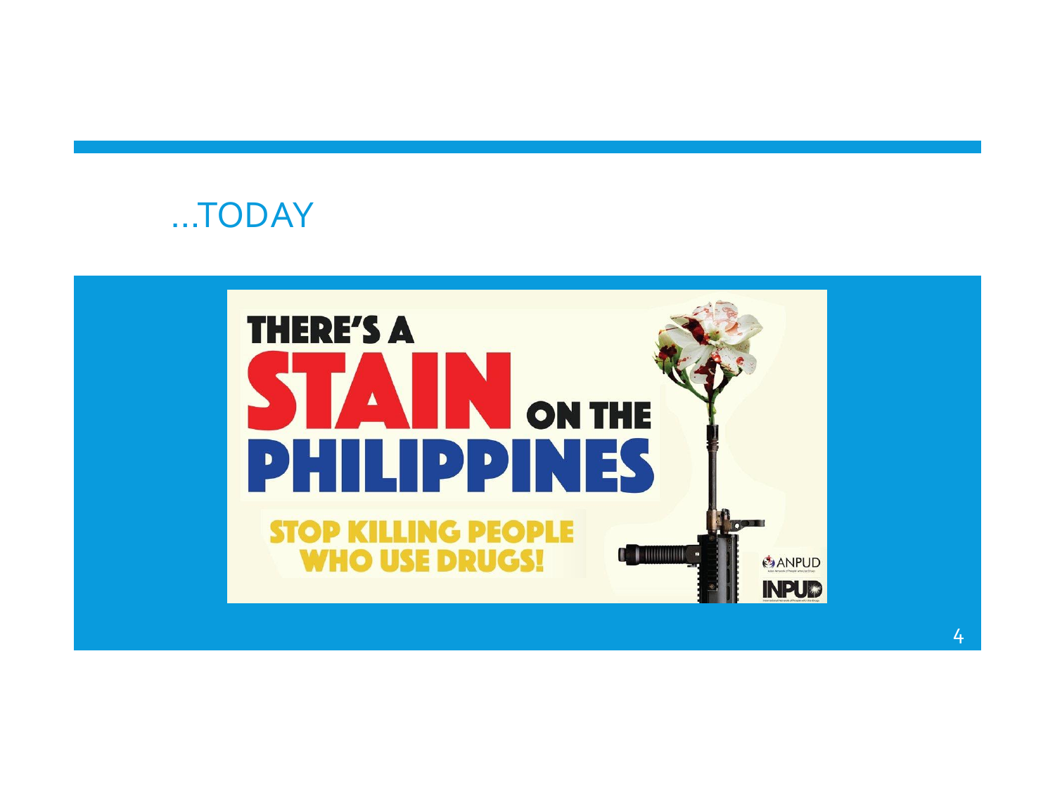# …TODAY

THERE'S A STAIN ON THE PHILIPPINES

STOP KILLING PEOPLE WHO USE DRUGS!

ANPUD

INPUD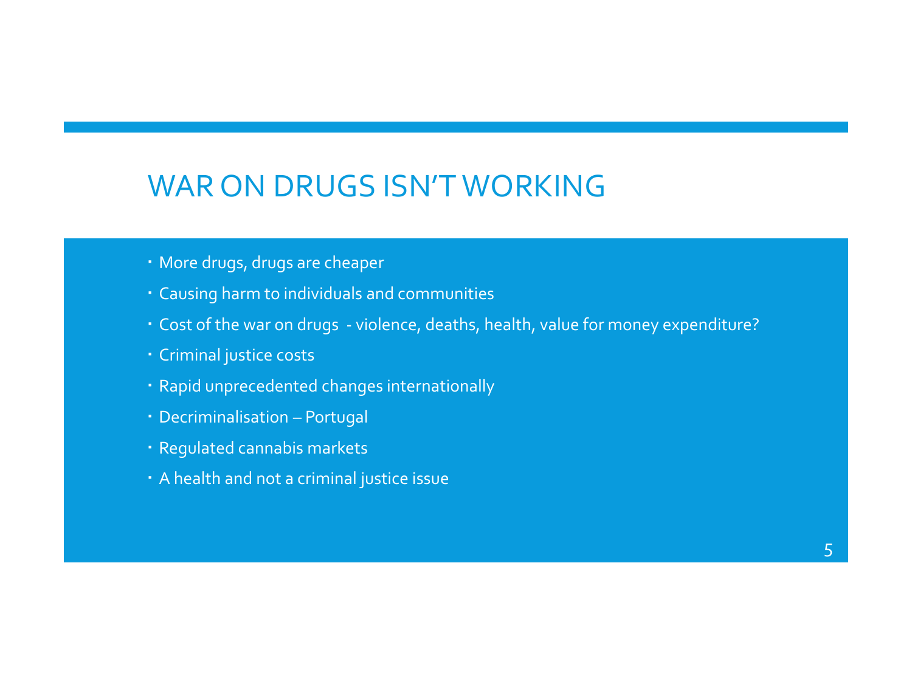# WAR ON DRUGS ISN'T WORKING

- More drugs, drugs are cheaper
- Causing harm to individuals and communities
- Cost of the war on drugs - violence, deaths, health, value for money expenditure?
- Criminal justice costs
- Rapid unprecedented changes internationally
- Decriminalisation – Portugal
- Regulated cannabis markets
- A health and not a criminal justice issue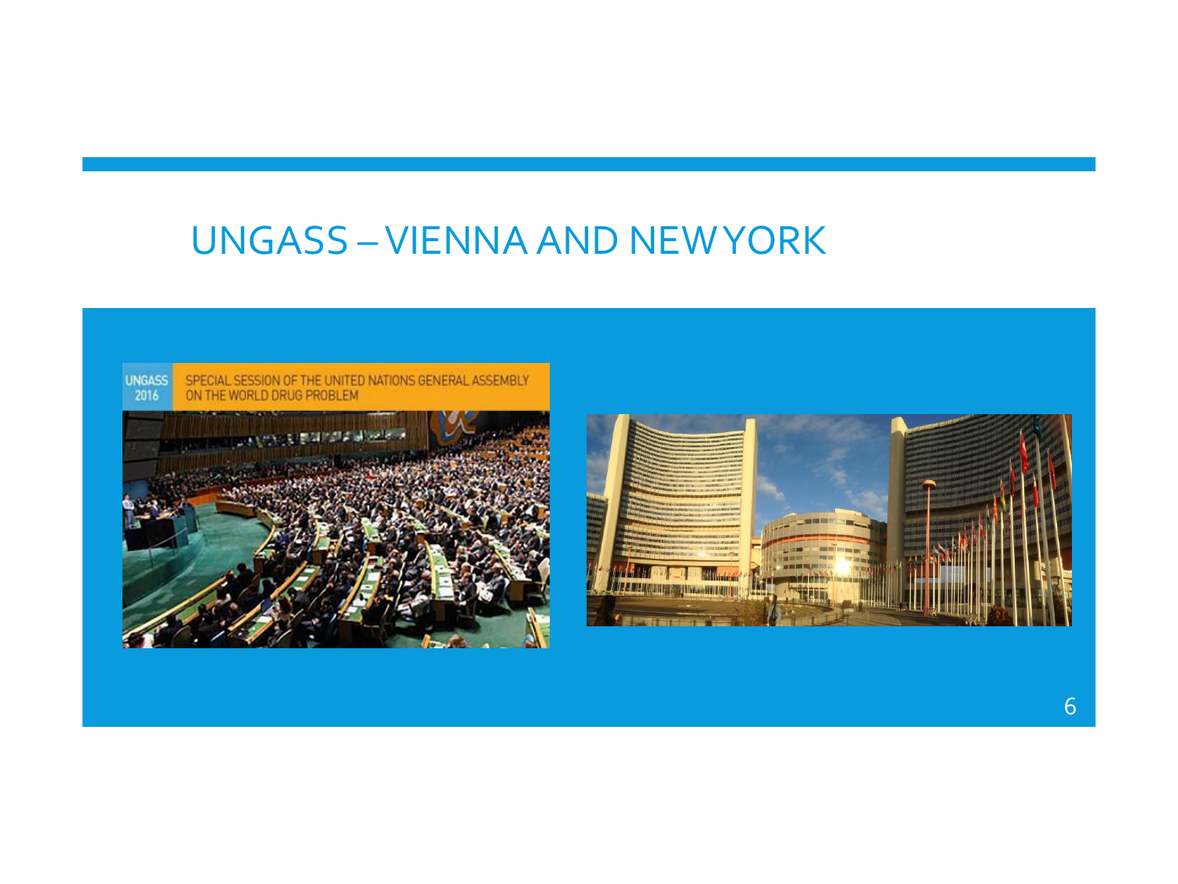# UNGASS – VIENNA AND NEW YORK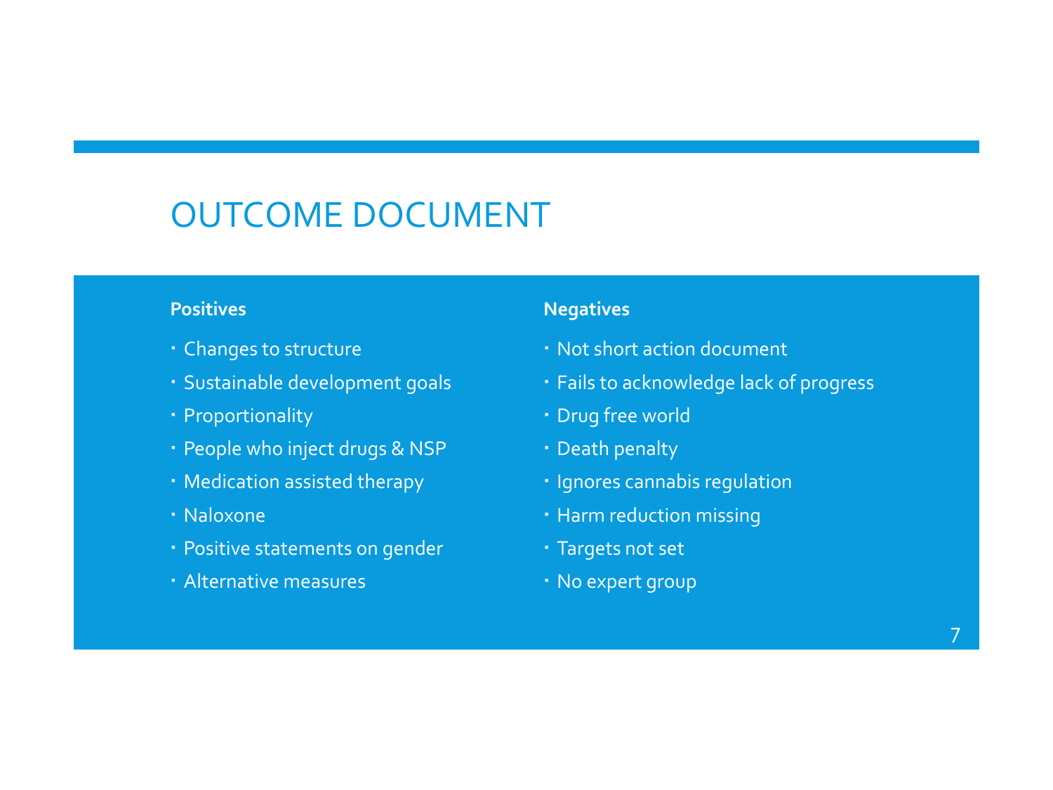# OUTCOME DOCUMENT

**Positives**

- Changes to structure
- Sustainable development goals
- Proportionality
- People who inject drugs & NSP
- Medication assisted therapy
- Naloxone
- Positive statements on gender
- Alternative measures

**Negatives**

- Not short action document
- Fails to acknowledge lack of progress
- Drug free world
- Death penalty
- Ignores cannabis regulation
- Harm reduction missing
- Targets not set
- No expert group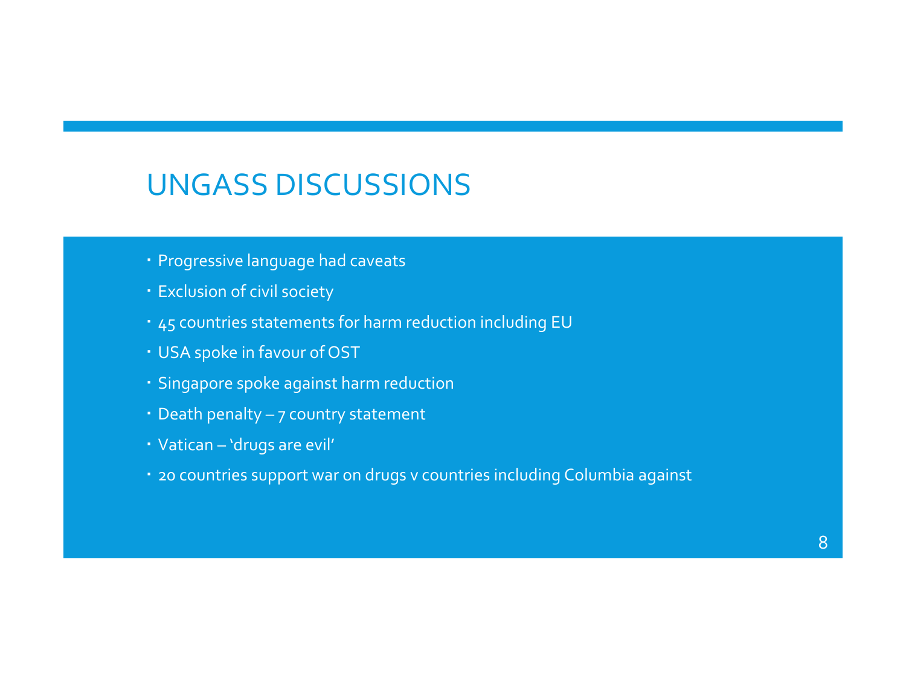# UNGASS DISCUSSIONS

- Progressive language had caveats
- Exclusion of civil society
- 45 countries statements for harm reduction including EU
- USA spoke in favour of OST
- Singapore spoke against harm reduction
- Death penalty – 7 country statement
- Vatican – 'drugs are evil'
- 20 countries support war on drugs v countries including Columbia against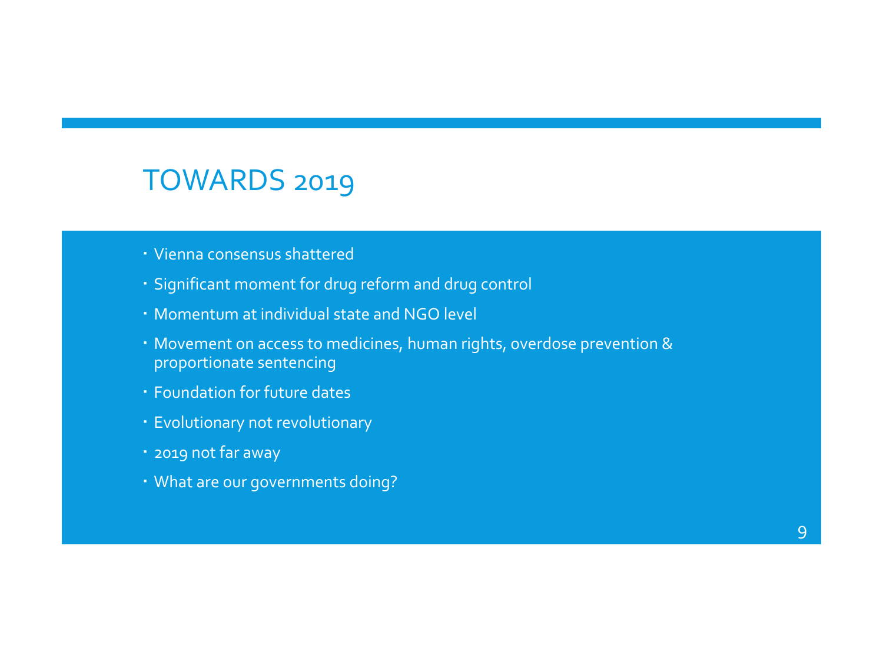# TOWARDS 2019

- Vienna consensus shattered
- Significant moment for drug reform and drug control
- Momentum at individual state and NGO level
- Movement on access to medicines, human rights, overdose prevention & proportionate sentencing
- Foundation for future dates
- Evolutionary not revolutionary
- 2019 not far away
- What are our governments doing?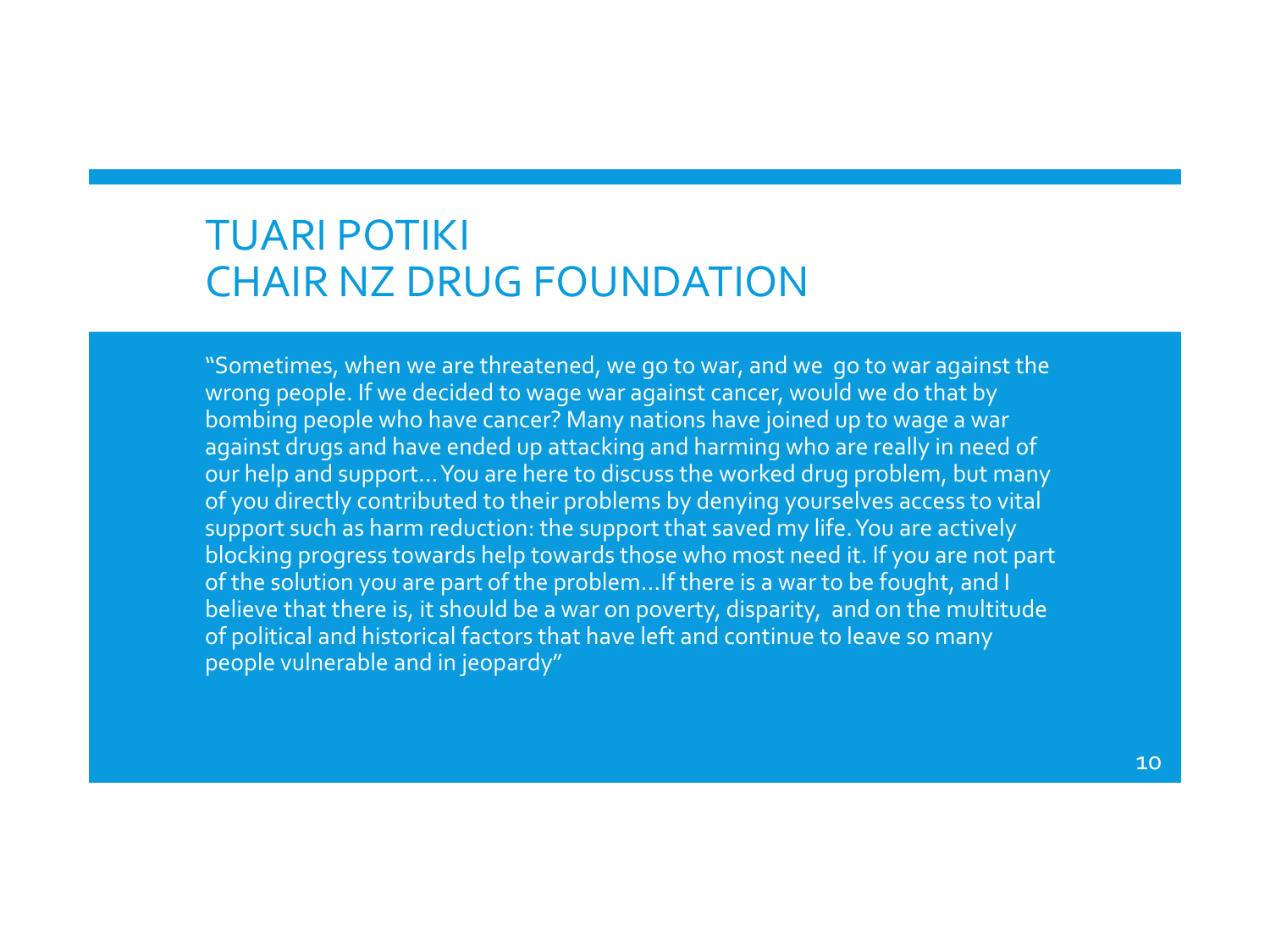# TUARI POTIKI
# CHAIR NZ DRUG FOUNDATION

"Sometimes, when we are threatened, we go to war, and we go to war against the wrong people. If we decided to wage war against cancer, would we do that by bombing people who have cancer? Many nations have joined up to wage a war against drugs and have ended up attacking and harming who are really in need of our help and support… You are here to discuss the worked drug problem, but many of you directly contributed to their problems by denying yourselves access to vital support such as harm reduction: the support that saved my life. You are actively blocking progress towards help towards those who most need it. If you are not part of the solution you are part of the problem…If there is a war to be fought, and I believe that there is, it should be a war on poverty, disparity, and on the multitude of political and historical factors that have left and continue to leave so many people vulnerable and in jeopardy"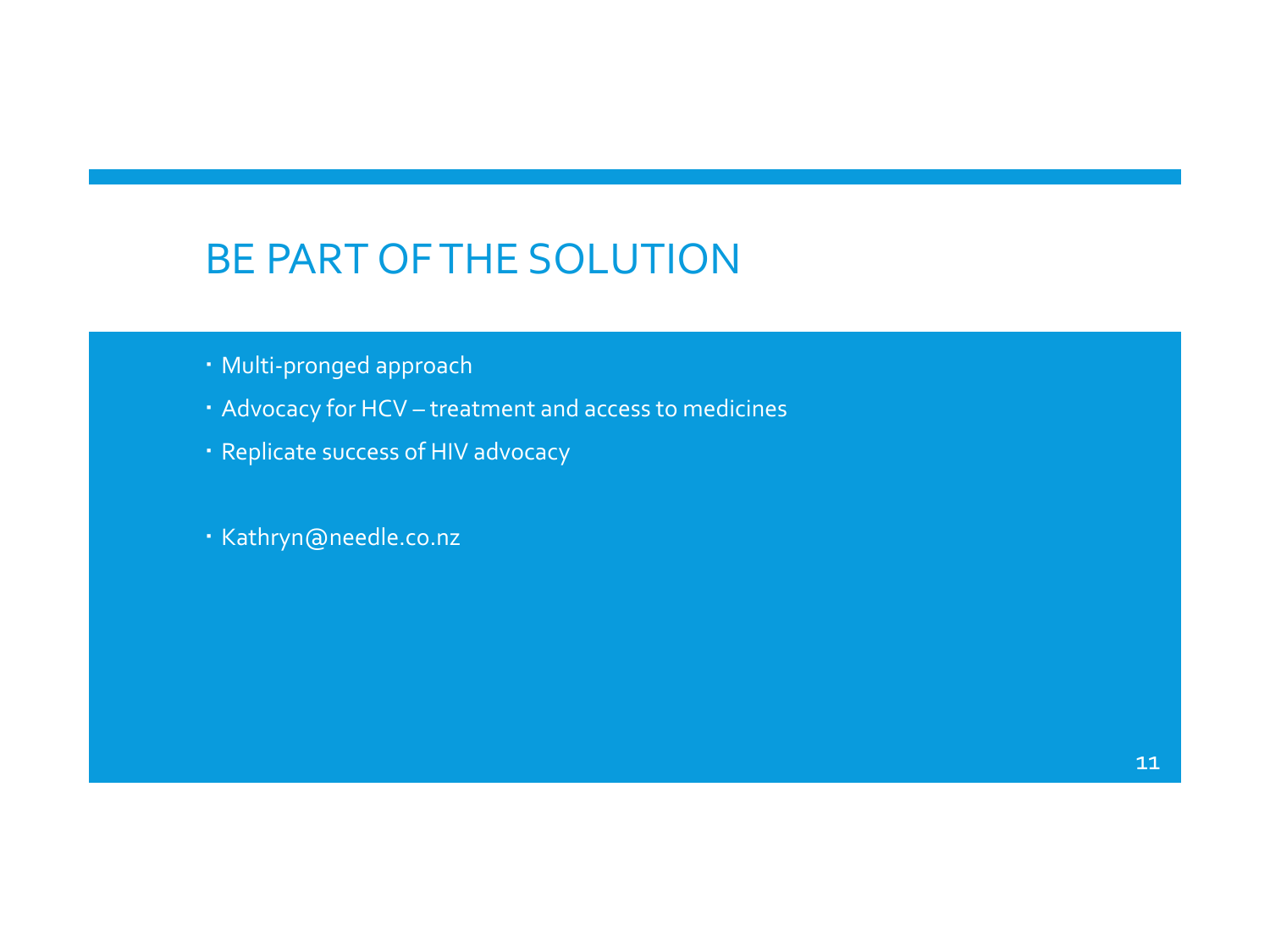# BE PART OF THE SOLUTION

- Multi-pronged approach
- Advocacy for HCV – treatment and access to medicines
- Replicate success of HIV advocacy

- Kathryn@needle.co.nz